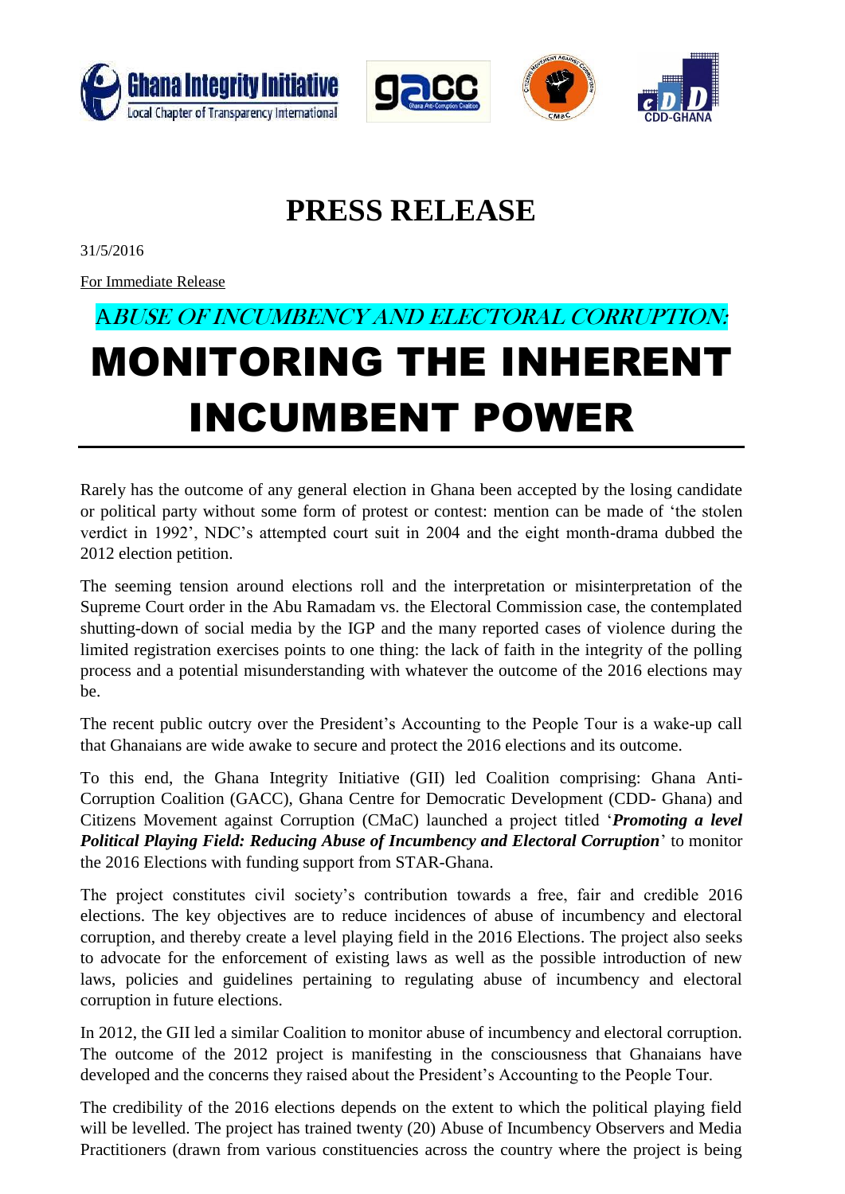# PRESS RELEASE

31/5/2016

For Immediate Release

*ABUSE OF INCUMBENCY AND ELECTORAL CORRUPTION:*

# MONITORING THE INHERENT INCUMBENT POWER

Rarely has the outcome of any general election in Ghana been accepted by the losing candidate or political party without some form of protest or contest: mention can be made of 'the stolen verdict in 1992', NDC's attempted court suit in 2004 and the eight month-drama dubbed the 2012 election petition.

The seeming tension around elections roll and the interpretation or misinterpretation of the Supreme Court order in the Abu Ramadam vs. the Electoral Commission case, the contemplated shutting-down of social media by the IGP and the many reported cases of violence during the limited registration exercises points to one thing: the lack of faith in the integrity of the polling process and a potential misunderstanding with whatever the outcome of the 2016 elections may be.

The recent public outcry over the President's Accounting to the People Tour is a wake-up call that Ghanaians are wide awake to secure and protect the 2016 elections and its outcome.

To this end, the Ghana Integrity Initiative (GII) led Coalition comprising: Ghana Anti-Corruption Coalition (GACC), Ghana Centre for Democratic Development (CDD- Ghana) and Citizens Movement against Corruption (CMaC) launched a project titled '***Promoting a level Political Playing Field: Reducing Abuse of Incumbency and Electoral Corruption***' to monitor the 2016 Elections with funding support from STAR-Ghana.

The project constitutes civil society's contribution towards a free, fair and credible 2016 elections. The key objectives are to reduce incidences of abuse of incumbency and electoral corruption, and thereby create a level playing field in the 2016 Elections. The project also seeks to advocate for the enforcement of existing laws as well as the possible introduction of new laws, policies and guidelines pertaining to regulating abuse of incumbency and electoral corruption in future elections.

In 2012, the GII led a similar Coalition to monitor abuse of incumbency and electoral corruption. The outcome of the 2012 project is manifesting in the consciousness that Ghanaians have developed and the concerns they raised about the President's Accounting to the People Tour.

The credibility of the 2016 elections depends on the extent to which the political playing field will be levelled. The project has trained twenty (20) Abuse of Incumbency Observers and Media Practitioners (drawn from various constituencies across the country where the project is being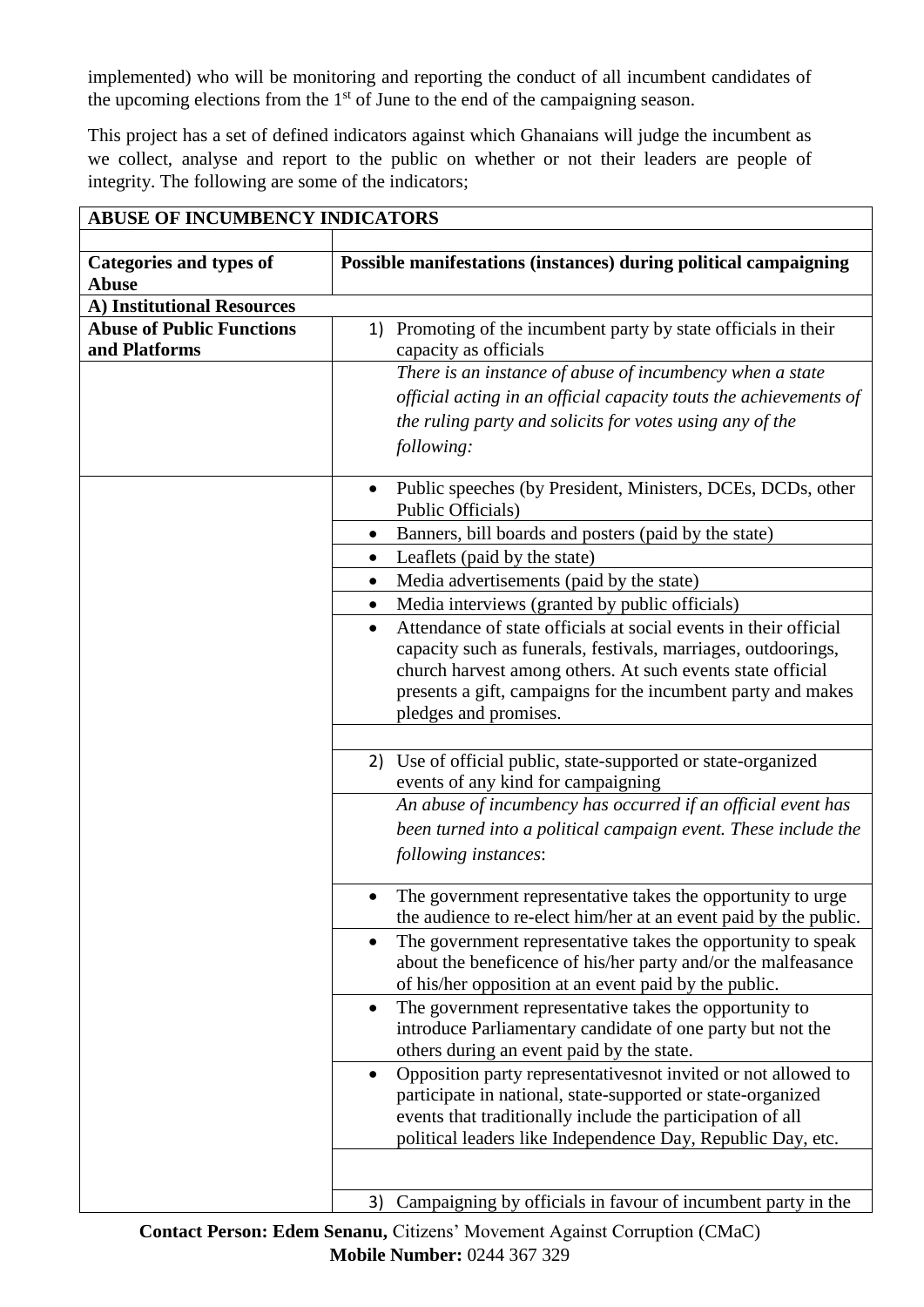implemented) who will be monitoring and reporting the conduct of all incumbent candidates of the upcoming elections from the 1st of June to the end of the campaigning season.

This project has a set of defined indicators against which Ghanaians will judge the incumbent as we collect, analyse and report to the public on whether or not their leaders are people of integrity. The following are some of the indicators;

| **ABUSE OF INCUMBENCY INDICATORS** | |
|---|---|
| | |
| **Categories and types of Abuse** | **Possible manifestations (instances) during political campaigning** |
| **A) Institutional Resources** | |
| **Abuse of Public Functions and Platforms** | 1) Promoting of the incumbent party by state officials in their capacity as officials |
| | *There is an instance of abuse of incumbency when a state official acting in an official capacity touts the achievements of the ruling party and solicits for votes using any of the following:* |
| | • Public speeches (by President, Ministers, DCEs, DCDs, other Public Officials) |
| | • Banners, bill boards and posters (paid by the state) |
| | • Leaflets (paid by the state) |
| | • Media advertisements (paid by the state) |
| | • Media interviews (granted by public officials) |
| | • Attendance of state officials at social events in their official capacity such as funerals, festivals, marriages, outdoorings, church harvest among others. At such events state official presents a gift, campaigns for the incumbent party and makes pledges and promises. |
| | |
| | 2) Use of official public, state-supported or state-organized events of any kind for campaigning |
| | *An abuse of incumbency has occurred if an official event has been turned into a political campaign event. These include the following instances*: |
| | • The government representative takes the opportunity to urge the audience to re-elect him/her at an event paid by the public. |
| | • The government representative takes the opportunity to speak about the beneficence of his/her party and/or the malfeasance of his/her opposition at an event paid by the public. |
| | • The government representative takes the opportunity to introduce Parliamentary candidate of one party but not the others during an event paid by the state. |
| | • Opposition party representativesnot invited or not allowed to participate in national, state-supported or state-organized events that traditionally include the participation of all political leaders like Independence Day, Republic Day, etc. |
| | |
| | 3) Campaigning by officials in favour of incumbent party in the |

**Contact Person: Edem Senanu,** Citizens' Movement Against Corruption (CMaC)
**Mobile Number:** 0244 367 329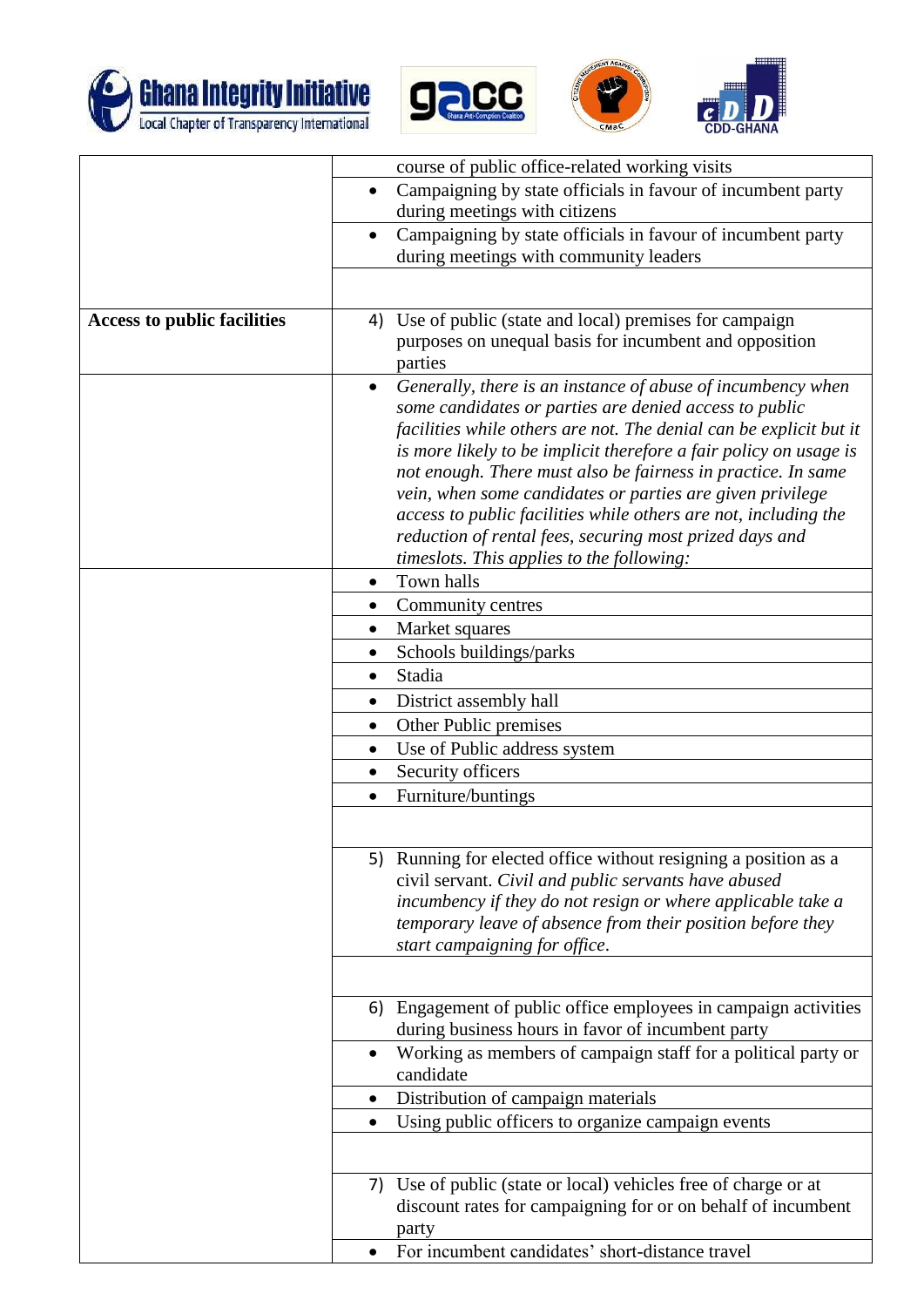| | |
|---|---|
| | course of public office-related working visits |
| | • Campaigning by state officials in favour of incumbent party during meetings with citizens |
| | • Campaigning by state officials in favour of incumbent party during meetings with community leaders |
| | |
| **Access to public facilities** | 4) Use of public (state and local) premises for campaign purposes on unequal basis for incumbent and opposition parties |
| | • *Generally, there is an instance of abuse of incumbency when some candidates or parties are denied access to public facilities while others are not. The denial can be explicit but it is more likely to be implicit therefore a fair policy on usage is not enough. There must also be fairness in practice. In same vein, when some candidates or parties are given privilege access to public facilities while others are not, including the reduction of rental fees, securing most prized days and timeslots. This applies to the following:* |
| | • Town halls |
| | • Community centres |
| | • Market squares |
| | • Schools buildings/parks |
| | • Stadia |
| | • District assembly hall |
| | • Other Public premises |
| | • Use of Public address system |
| | • Security officers |
| | • Furniture/buntings |
| | |
| | 5) Running for elected office without resigning a position as a civil servant. *Civil and public servants have abused incumbency if they do not resign or where applicable take a temporary leave of absence from their position before they start campaigning for office*. |
| | |
| | 6) Engagement of public office employees in campaign activities during business hours in favor of incumbent party |
| | • Working as members of campaign staff for a political party or candidate |
| | • Distribution of campaign materials |
| | • Using public officers to organize campaign events |
| | |
| | 7) Use of public (state or local) vehicles free of charge or at discount rates for campaigning for or on behalf of incumbent party |
| | • For incumbent candidates' short-distance travel |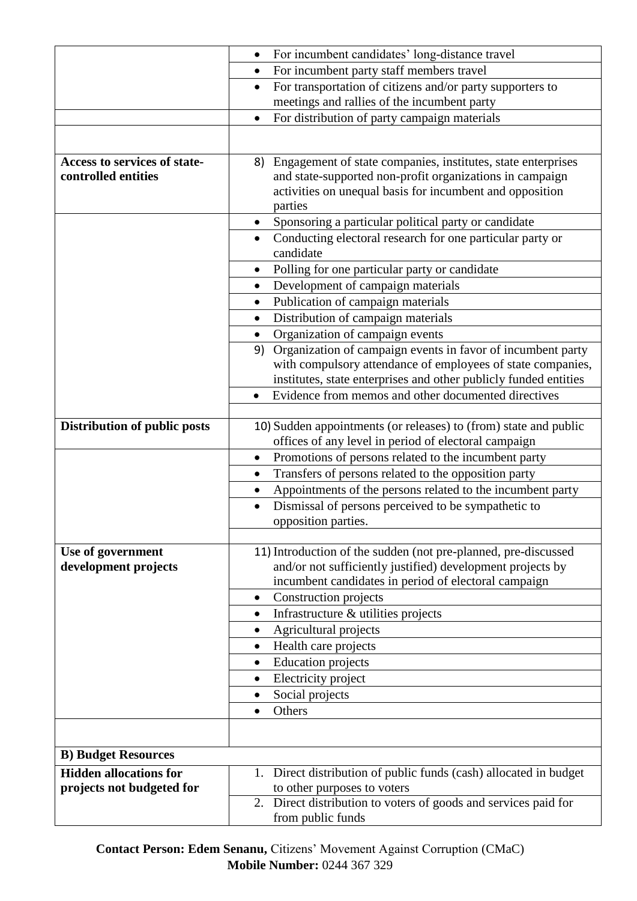| | |
|---|---|
| | • For incumbent candidates' long-distance travel |
| | • For incumbent party staff members travel |
| | • For transportation of citizens and/or party supporters to meetings and rallies of the incumbent party |
| | • For distribution of party campaign materials |
| | |
| **Access to services of state-controlled entities** | 8) Engagement of state companies, institutes, state enterprises and state-supported non-profit organizations in campaign activities on unequal basis for incumbent and opposition parties |
| | • Sponsoring a particular political party or candidate |
| | • Conducting electoral research for one particular party or candidate |
| | • Polling for one particular party or candidate |
| | • Development of campaign materials |
| | • Publication of campaign materials |
| | • Distribution of campaign materials |
| | • Organization of campaign events |
| | 9) Organization of campaign events in favor of incumbent party with compulsory attendance of employees of state companies, institutes, state enterprises and other publicly funded entities |
| | • Evidence from memos and other documented directives |
| | |
| **Distribution of public posts** | 10) Sudden appointments (or releases) to (from) state and public offices of any level in period of electoral campaign |
| | • Promotions of persons related to the incumbent party |
| | • Transfers of persons related to the opposition party |
| | • Appointments of the persons related to the incumbent party |
| | • Dismissal of persons perceived to be sympathetic to opposition parties. |
| | |
| **Use of government development projects** | 11) Introduction of the sudden (not pre-planned, pre-discussed and/or not sufficiently justified) development projects by incumbent candidates in period of electoral campaign |
| | • Construction projects |
| | • Infrastructure & utilities projects |
| | • Agricultural projects |
| | • Health care projects |
| | • Education projects |
| | • Electricity project |
| | • Social projects |
| | • Others |
| | |
| **B) Budget Resources** | |
| **Hidden allocations for projects not budgeted for** | 1. Direct distribution of public funds (cash) allocated in budget to other purposes to voters |
| | 2. Direct distribution to voters of goods and services paid for from public funds |

**Contact Person: Edem Senanu,** Citizens' Movement Against Corruption (CMaC)
**Mobile Number:** 0244 367 329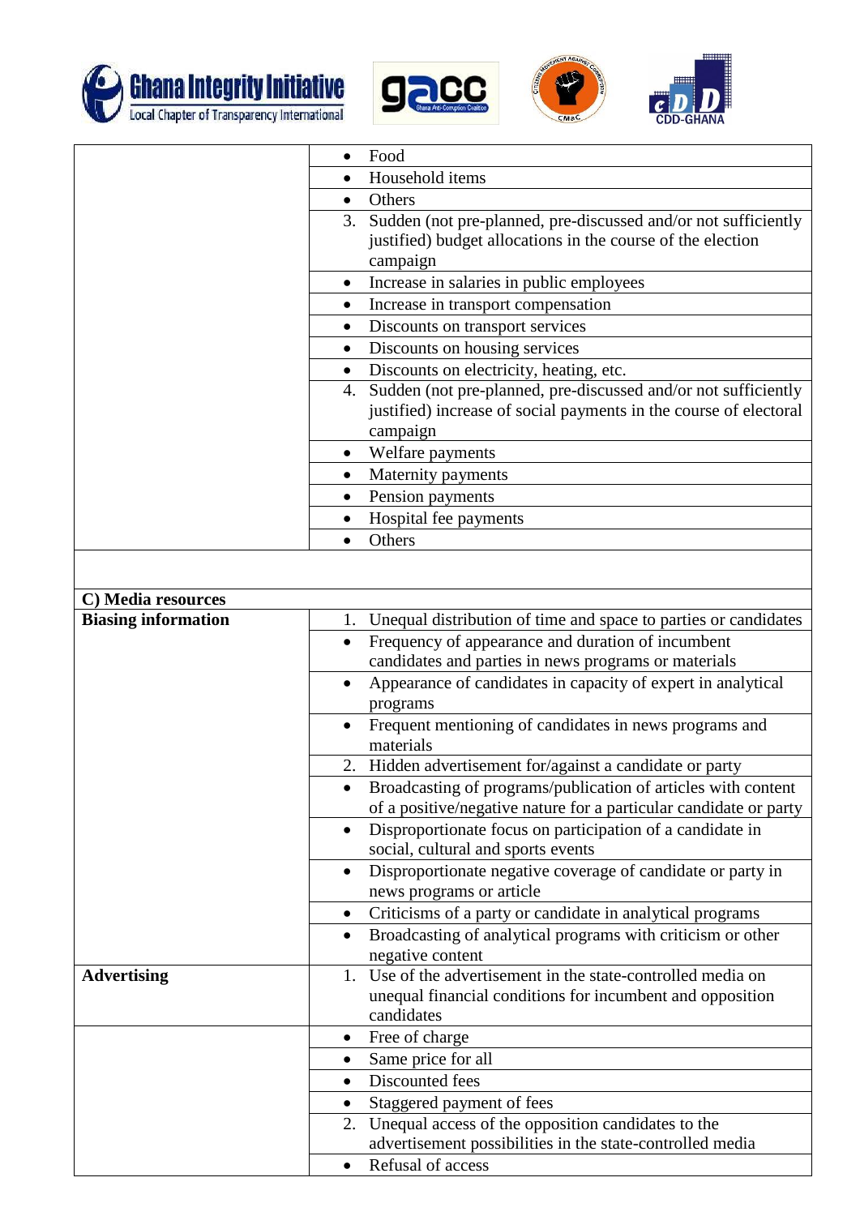| | |
|---|---|
| | • Food |
| | • Household items |
| | • Others |
| | 3. Sudden (not pre-planned, pre-discussed and/or not sufficiently justified) budget allocations in the course of the election campaign |
| | • Increase in salaries in public employees |
| | • Increase in transport compensation |
| | • Discounts on transport services |
| | • Discounts on housing services |
| | • Discounts on electricity, heating, etc. |
| | 4. Sudden (not pre-planned, pre-discussed and/or not sufficiently justified) increase of social payments in the course of electoral campaign |
| | • Welfare payments |
| | • Maternity payments |
| | • Pension payments |
| | • Hospital fee payments |
| | • Others |
| | |
| **C) Media resources** | |
| **Biasing information** | 1. Unequal distribution of time and space to parties or candidates |
| | • Frequency of appearance and duration of incumbent candidates and parties in news programs or materials |
| | • Appearance of candidates in capacity of expert in analytical programs |
| | • Frequent mentioning of candidates in news programs and materials |
| | 2. Hidden advertisement for/against a candidate or party |
| | • Broadcasting of programs/publication of articles with content of a positive/negative nature for a particular candidate or party |
| | • Disproportionate focus on participation of a candidate in social, cultural and sports events |
| | • Disproportionate negative coverage of candidate or party in news programs or article |
| | • Criticisms of a party or candidate in analytical programs |
| | • Broadcasting of analytical programs with criticism or other negative content |
| **Advertising** | 1. Use of the advertisement in the state-controlled media on unequal financial conditions for incumbent and opposition candidates |
| | • Free of charge |
| | • Same price for all |
| | • Discounted fees |
| | • Staggered payment of fees |
| | 2. Unequal access of the opposition candidates to the advertisement possibilities in the state-controlled media |
| | • Refusal of access |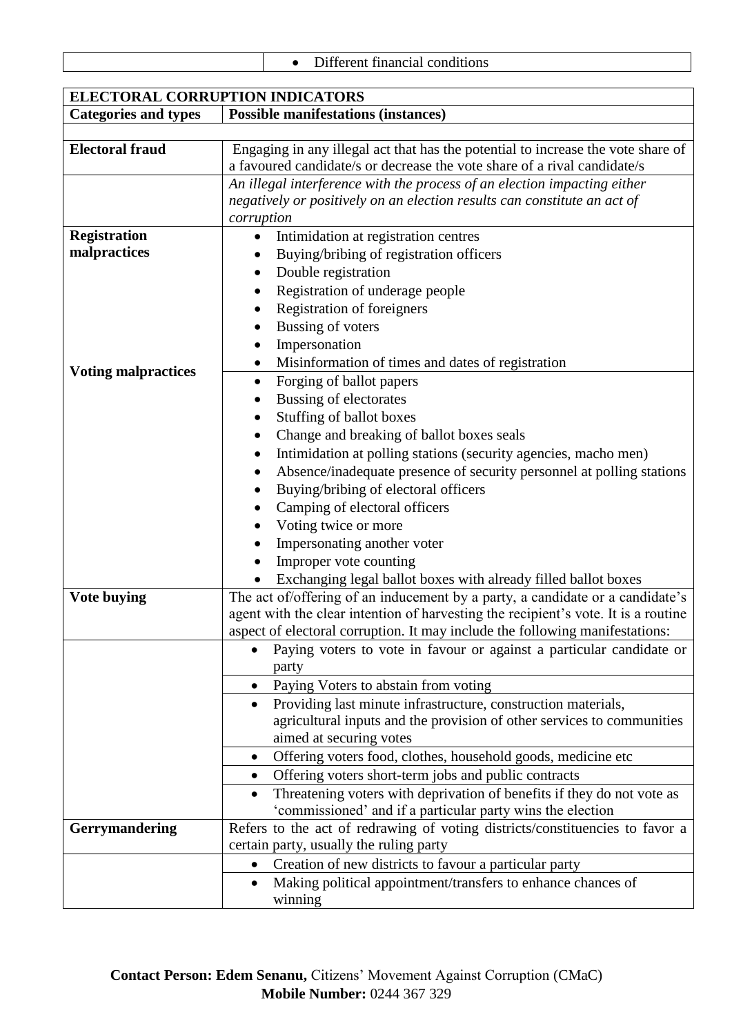| | |
|---|---|
| | • Different financial conditions |

| **ELECTORAL CORRUPTION INDICATORS** | |
|---|---|
| **Categories and types** | **Possible manifestations (instances)** |
| | |
| **Electoral fraud** | Engaging in any illegal act that has the potential to increase the vote share of a favoured candidate/s or decrease the vote share of a rival candidate/s |
| | *An illegal interference with the process of an election impacting either negatively or positively on an election results can constitute an act of corruption* |
| **Registration malpractices** | • Intimidation at registration centres<br>• Buying/bribing of registration officers<br>• Double registration<br>• Registration of underage people<br>• Registration of foreigners<br>• Bussing of voters<br>• Impersonation<br>• Misinformation of times and dates of registration |
| **Voting malpractices** | • Forging of ballot papers<br>• Bussing of electorates<br>• Stuffing of ballot boxes<br>• Change and breaking of ballot boxes seals<br>• Intimidation at polling stations (security agencies, macho men)<br>• Absence/inadequate presence of security personnel at polling stations<br>• Buying/bribing of electoral officers<br>• Camping of electoral officers<br>• Voting twice or more<br>• Impersonating another voter<br>• Improper vote counting<br>• Exchanging legal ballot boxes with already filled ballot boxes |
| **Vote buying** | The act of/offering of an inducement by a party, a candidate or a candidate's agent with the clear intention of harvesting the recipient's vote. It is a routine aspect of electoral corruption. It may include the following manifestations: |
| | • Paying voters to vote in favour or against a particular candidate or party |
| | • Paying Voters to abstain from voting |
| | • Providing last minute infrastructure, construction materials, agricultural inputs and the provision of other services to communities aimed at securing votes |
| | • Offering voters food, clothes, household goods, medicine etc |
| | • Offering voters short-term jobs and public contracts |
| | • Threatening voters with deprivation of benefits if they do not vote as 'commissioned' and if a particular party wins the election |
| **Gerrymandering** | Refers to the act of redrawing of voting districts/constituencies to favor a certain party, usually the ruling party |
| | • Creation of new districts to favour a particular party |
| | • Making political appointment/transfers to enhance chances of winning |

**Contact Person: Edem Senanu,** Citizens' Movement Against Corruption (CMaC)
**Mobile Number:** 0244 367 329